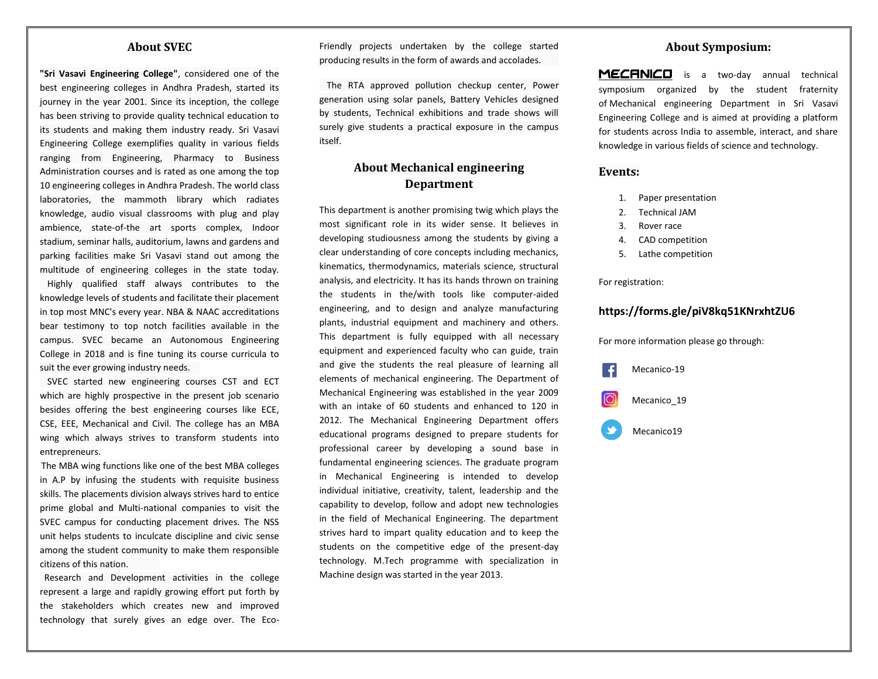## About SVEC

**"Sri Vasavi Engineering College"**, considered one of the best engineering colleges in Andhra Pradesh, started its journey in the year 2001. Since its inception, the college has been striving to provide quality technical education to its students and making them industry ready. Sri Vasavi Engineering College exemplifies quality in various fields ranging from Engineering, Pharmacy to Business Administration courses and is rated as one among the top 10 engineering colleges in Andhra Pradesh. The world class laboratories, the mammoth library which radiates knowledge, audio visual classrooms with plug and play ambience, state-of-the art sports complex, Indoor stadium, seminar halls, auditorium, lawns and gardens and parking facilities make Sri Vasavi stand out among the multitude of engineering colleges in the state today. Highly qualified staff always contributes to the knowledge levels of students and facilitate their placement in top most MNC's every year. NBA & NAAC accreditations bear testimony to top notch facilities available in the campus. SVEC became an Autonomous Engineering College in 2018 and is fine tuning its course curricula to suit the ever growing industry needs.

SVEC started new engineering courses CST and ECT which are highly prospective in the present job scenario besides offering the best engineering courses like ECE, CSE, EEE, Mechanical and Civil. The college has an MBA wing which always strives to transform students into entrepreneurs.

The MBA wing functions like one of the best MBA colleges in A.P by infusing the students with requisite business skills. The placements division always strives hard to entice prime global and Multi-national companies to visit the SVEC campus for conducting placement drives. The NSS unit helps students to inculcate discipline and civic sense among the student community to make them responsible citizens of this nation.

Research and Development activities in the college represent a large and rapidly growing effort put forth by the stakeholders which creates new and improved technology that surely gives an edge over. The Eco-Friendly projects undertaken by the college started producing results in the form of awards and accolades.

The RTA approved pollution checkup center, Power generation using solar panels, Battery Vehicles designed by students, Technical exhibitions and trade shows will surely give students a practical exposure in the campus itself.

## About Mechanical engineering Department

This department is another promising twig which plays the most significant role in its wider sense. It believes in developing studiousness among the students by giving a clear understanding of core concepts including mechanics, kinematics, thermodynamics, materials science, structural analysis, and electricity. It has its hands thrown on training the students in the/with tools like computer-aided engineering, and to design and analyze manufacturing plants, industrial equipment and machinery and others. This department is fully equipped with all necessary equipment and experienced faculty who can guide, train and give the students the real pleasure of learning all elements of mechanical engineering. The Department of Mechanical Engineering was established in the year 2009 with an intake of 60 students and enhanced to 120 in 2012. The Mechanical Engineering Department offers educational programs designed to prepare students for professional career by developing a sound base in fundamental engineering sciences. The graduate program in Mechanical Engineering is intended to develop individual initiative, creativity, talent, leadership and the capability to develop, follow and adopt new technologies in the field of Mechanical Engineering. The department strives hard to impart quality education and to keep the students on the competitive edge of the present-day technology. M.Tech programme with specialization in Machine design was started in the year 2013.

## About Symposium:

**MECANICO** is a two-day annual technical symposium organized by the student fraternity of Mechanical engineering Department in Sri Vasavi Engineering College and is aimed at providing a platform for students across India to assemble, interact, and share knowledge in various fields of science and technology.

## Events:

1. Paper presentation
2. Technical JAM
3. Rover race
4. CAD competition
5. Lathe competition

For registration:

**https://forms.gle/piV8kq51KNrxhtZU6**

For more information please go through:

Mecanico-19

Mecanico_19

Mecanico19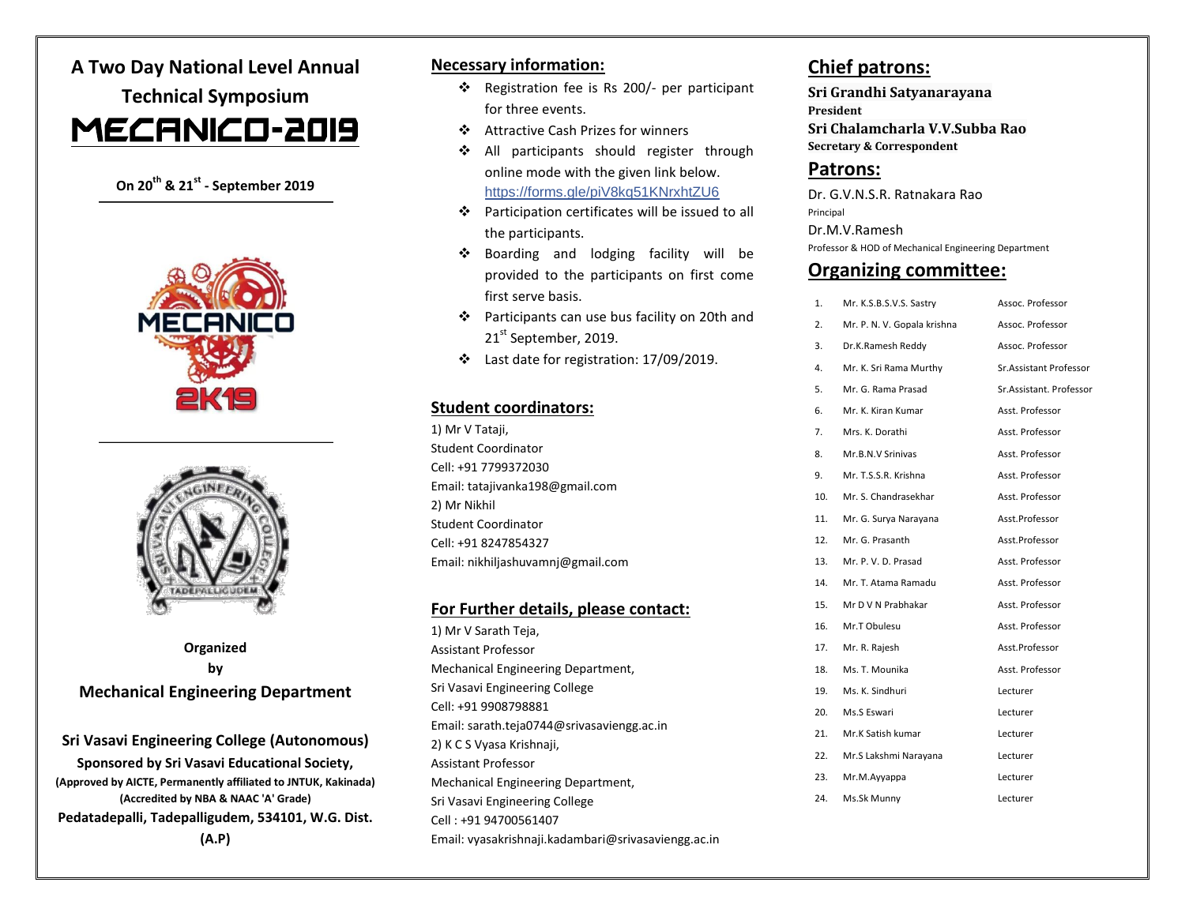# A Two Day National Level Annual Technical Symposium

# MECANICO-2019

**On 20th & 21st - September 2019**

**Organized by**

**Mechanical Engineering Department**

**Sri Vasavi Engineering College (Autonomous)**

**Sponsored by Sri Vasavi Educational Society,**

**(Approved by AICTE, Permanently affiliated to JNTUK, Kakinada)**

**(Accredited by NBA & NAAC 'A' Grade)**

**Pedatadepalli, Tadepalligudem, 534101, W.G. Dist. (A.P)**

## Necessary information:

- Registration fee is Rs 200/- per participant for three events.
- Attractive Cash Prizes for winners
- All participants should register through online mode with the given link below. https://forms.gle/piV8kq51KNrxhtZU6
- Participation certificates will be issued to all the participants.
- Boarding and lodging facility will be provided to the participants on first come first serve basis.
- Participants can use bus facility on 20th and 21st September, 2019.
- Last date for registration: 17/09/2019.

## Student coordinators:

1) Mr V Tataji,
Student Coordinator
Cell: +91 7799372030
Email: tatajivanka198@gmail.com

2) Mr Nikhil
Student Coordinator
Cell: +91 8247854327
Email: nikhiljashuvamnj@gmail.com

## For Further details, please contact:

1) Mr V Sarath Teja,
Assistant Professor
Mechanical Engineering Department,
Sri Vasavi Engineering College
Cell: +91 9908798881
Email: sarath.teja0744@srivasaviengg.ac.in

2) K C S Vyasa Krishnaji,
Assistant Professor
Mechanical Engineering Department,
Sri Vasavi Engineering College
Cell : +91 94700561407
Email: vyasakrishnaji.kadambari@srivasaviengg.ac.in

## Chief patrons:

**Sri Grandhi Satyanarayana**
**President**

**Sri Chalamcharla V.V.Subba Rao**
**Secretary & Correspondent**

## Patrons:

Dr. G.V.N.S.R. Ratnakara Rao
Principal

Dr.M.V.Ramesh
Professor & HOD of Mechanical Engineering Department

## Organizing committee:

| | | |
|---|---|---|
| 1. | Mr. K.S.B.S.V.S. Sastry | Assoc. Professor |
| 2. | Mr. P. N. V. Gopala krishna | Assoc. Professor |
| 3. | Dr.K.Ramesh Reddy | Assoc. Professor |
| 4. | Mr. K. Sri Rama Murthy | Sr.Assistant Professor |
| 5. | Mr. G. Rama Prasad | Sr.Assistant. Professor |
| 6. | Mr. K. Kiran Kumar | Asst. Professor |
| 7. | Mrs. K. Dorathi | Asst. Professor |
| 8. | Mr.B.N.V Srinivas | Asst. Professor |
| 9. | Mr. T.S.S.R. Krishna | Asst. Professor |
| 10. | Mr. S. Chandrasekhar | Asst. Professor |
| 11. | Mr. G. Surya Narayana | Asst.Professor |
| 12. | Mr. G. Prasanth | Asst.Professor |
| 13. | Mr. P. V. D. Prasad | Asst. Professor |
| 14. | Mr. T. Atama Ramadu | Asst. Professor |
| 15. | Mr D V N Prabhakar | Asst. Professor |
| 16. | Mr.T Obulesu | Asst. Professor |
| 17. | Mr. R. Rajesh | Asst.Professor |
| 18. | Ms. T. Mounika | Asst. Professor |
| 19. | Ms. K. Sindhuri | Lecturer |
| 20. | Ms.S Eswari | Lecturer |
| 21. | Mr.K Satish kumar | Lecturer |
| 22. | Mr.S Lakshmi Narayana | Lecturer |
| 23. | Mr.M.Ayyappa | Lecturer |
| 24. | Ms.Sk Munny | Lecturer |